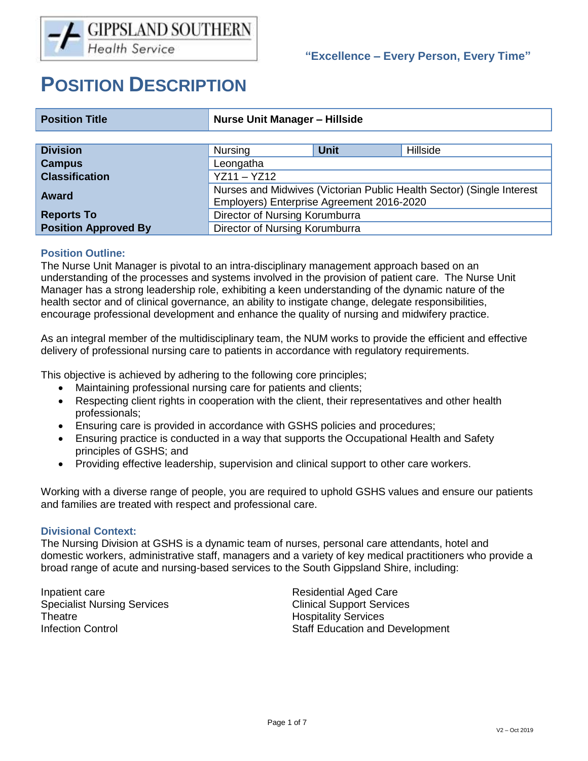GIPPSLAND SOUTHERN Health Service

**"Excellence – Every Person, Every Time"**

# POSITION DESCRIPTION

| **Position Title** | **Nurse Unit Manager – Hillside** | | |
|---|---|---|---|
| **Division** | Nursing | **Unit** | Hillside |
| **Campus** | Leongatha | | |
| **Classification** | YZ11 – YZ12 | | |
| **Award** | Nurses and Midwives (Victorian Public Health Sector) (Single Interest Employers) Enterprise Agreement 2016-2020 | | |
| **Reports To** | Director of Nursing Korumburra | | |
| **Position Approved By** | Director of Nursing Korumburra | | |

## Position Outline:

The Nurse Unit Manager is pivotal to an intra-disciplinary management approach based on an understanding of the processes and systems involved in the provision of patient care. The Nurse Unit Manager has a strong leadership role, exhibiting a keen understanding of the dynamic nature of the health sector and of clinical governance, an ability to instigate change, delegate responsibilities, encourage professional development and enhance the quality of nursing and midwifery practice.

As an integral member of the multidisciplinary team, the NUM works to provide the efficient and effective delivery of professional nursing care to patients in accordance with regulatory requirements.

This objective is achieved by adhering to the following core principles;

- Maintaining professional nursing care for patients and clients;
- Respecting client rights in cooperation with the client, their representatives and other health professionals;
- Ensuring care is provided in accordance with GSHS policies and procedures;
- Ensuring practice is conducted in a way that supports the Occupational Health and Safety principles of GSHS; and
- Providing effective leadership, supervision and clinical support to other care workers.

Working with a diverse range of people, you are required to uphold GSHS values and ensure our patients and families are treated with respect and professional care.

## Divisional Context:

The Nursing Division at GSHS is a dynamic team of nurses, personal care attendants, hotel and domestic workers, administrative staff, managers and a variety of key medical practitioners who provide a broad range of acute and nursing-based services to the South Gippsland Shire, including:

Inpatient care
Specialist Nursing Services
Theatre
Infection Control
Residential Aged Care
Clinical Support Services
Hospitality Services
Staff Education and Development

V2 – Oct 2019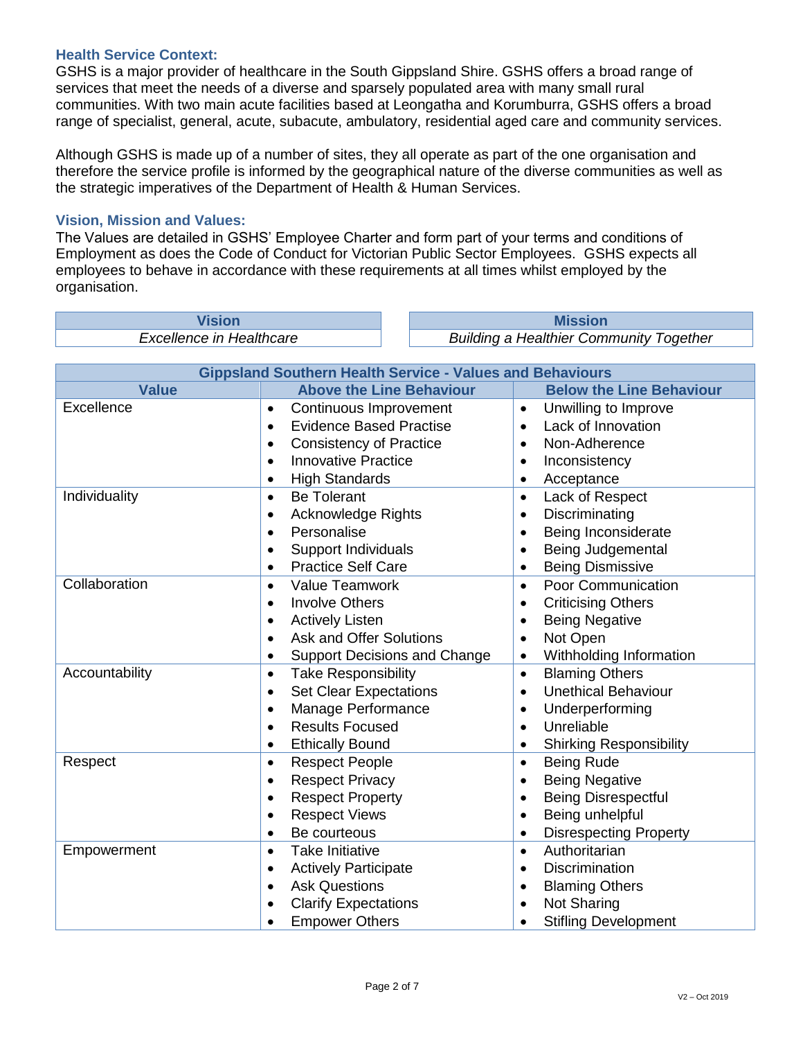### Health Service Context:

GSHS is a major provider of healthcare in the South Gippsland Shire. GSHS offers a broad range of services that meet the needs of a diverse and sparsely populated area with many small rural communities. With two main acute facilities based at Leongatha and Korumburra, GSHS offers a broad range of specialist, general, acute, subacute, ambulatory, residential aged care and community services.

Although GSHS is made up of a number of sites, they all operate as part of the one organisation and therefore the service profile is informed by the geographical nature of the diverse communities as well as the strategic imperatives of the Department of Health & Human Services.

### Vision, Mission and Values:

The Values are detailed in GSHS' Employee Charter and form part of your terms and conditions of Employment as does the Code of Conduct for Victorian Public Sector Employees. GSHS expects all employees to behave in accordance with these requirements at all times whilst employed by the organisation.

| Vision |
|---|
| *Excellence in Healthcare* |

| Mission |
|---|
| *Building a Healthier Community Together* |

| Gippsland Southern Health Service - Values and Behaviours | | |
|---|---|---|
| **Value** | **Above the Line Behaviour** | **Below the Line Behaviour** |
| Excellence | • Continuous Improvement<br>• Evidence Based Practise<br>• Consistency of Practice<br>• Innovative Practice<br>• High Standards | • Unwilling to Improve<br>• Lack of Innovation<br>• Non-Adherence<br>• Inconsistency<br>• Acceptance |
| Individuality | • Be Tolerant<br>• Acknowledge Rights<br>• Personalise<br>• Support Individuals<br>• Practice Self Care | • Lack of Respect<br>• Discriminating<br>• Being Inconsiderate<br>• Being Judgemental<br>• Being Dismissive |
| Collaboration | • Value Teamwork<br>• Involve Others<br>• Actively Listen<br>• Ask and Offer Solutions<br>• Support Decisions and Change | • Poor Communication<br>• Criticising Others<br>• Being Negative<br>• Not Open<br>• Withholding Information |
| Accountability | • Take Responsibility<br>• Set Clear Expectations<br>• Manage Performance<br>• Results Focused<br>• Ethically Bound | • Blaming Others<br>• Unethical Behaviour<br>• Underperforming<br>• Unreliable<br>• Shirking Responsibility |
| Respect | • Respect People<br>• Respect Privacy<br>• Respect Property<br>• Respect Views<br>• Be courteous | • Being Rude<br>• Being Negative<br>• Being Disrespectful<br>• Being unhelpful<br>• Disrespecting Property |
| Empowerment | • Take Initiative<br>• Actively Participate<br>• Ask Questions<br>• Clarify Expectations<br>• Empower Others | • Authoritarian<br>• Discrimination<br>• Blaming Others<br>• Not Sharing<br>• Stifling Development |

V2 – Oct 2019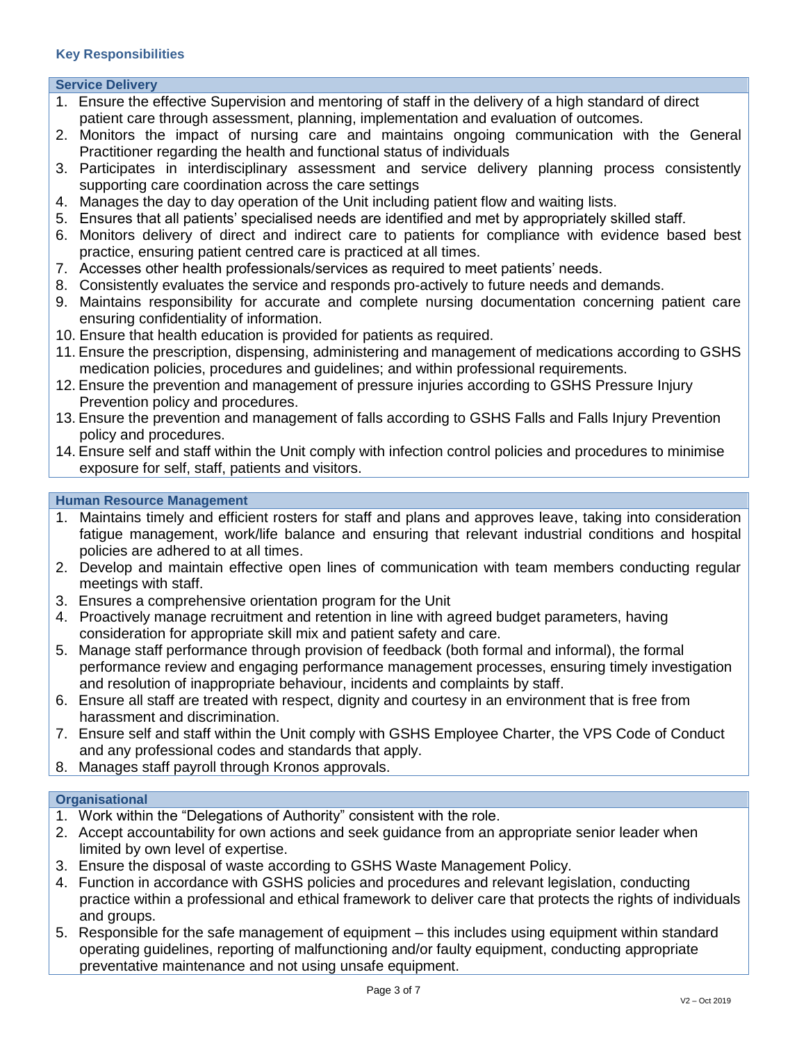## Key Responsibilities

### Service Delivery

1. Ensure the effective Supervision and mentoring of staff in the delivery of a high standard of direct patient care through assessment, planning, implementation and evaluation of outcomes.
2. Monitors the impact of nursing care and maintains ongoing communication with the General Practitioner regarding the health and functional status of individuals
3. Participates in interdisciplinary assessment and service delivery planning process consistently supporting care coordination across the care settings
4. Manages the day to day operation of the Unit including patient flow and waiting lists.
5. Ensures that all patients' specialised needs are identified and met by appropriately skilled staff.
6. Monitors delivery of direct and indirect care to patients for compliance with evidence based best practice, ensuring patient centred care is practiced at all times.
7. Accesses other health professionals/services as required to meet patients' needs.
8. Consistently evaluates the service and responds pro-actively to future needs and demands.
9. Maintains responsibility for accurate and complete nursing documentation concerning patient care ensuring confidentiality of information.
10. Ensure that health education is provided for patients as required.
11. Ensure the prescription, dispensing, administering and management of medications according to GSHS medication policies, procedures and guidelines; and within professional requirements.
12. Ensure the prevention and management of pressure injuries according to GSHS Pressure Injury Prevention policy and procedures.
13. Ensure the prevention and management of falls according to GSHS Falls and Falls Injury Prevention policy and procedures.
14. Ensure self and staff within the Unit comply with infection control policies and procedures to minimise exposure for self, staff, patients and visitors.

### Human Resource Management

1. Maintains timely and efficient rosters for staff and plans and approves leave, taking into consideration fatigue management, work/life balance and ensuring that relevant industrial conditions and hospital policies are adhered to at all times.
2. Develop and maintain effective open lines of communication with team members conducting regular meetings with staff.
3. Ensures a comprehensive orientation program for the Unit
4. Proactively manage recruitment and retention in line with agreed budget parameters, having consideration for appropriate skill mix and patient safety and care.
5. Manage staff performance through provision of feedback (both formal and informal), the formal performance review and engaging performance management processes, ensuring timely investigation and resolution of inappropriate behaviour, incidents and complaints by staff.
6. Ensure all staff are treated with respect, dignity and courtesy in an environment that is free from harassment and discrimination.
7. Ensure self and staff within the Unit comply with GSHS Employee Charter, the VPS Code of Conduct and any professional codes and standards that apply.
8. Manages staff payroll through Kronos approvals.

### Organisational

1. Work within the "Delegations of Authority" consistent with the role.
2. Accept accountability for own actions and seek guidance from an appropriate senior leader when limited by own level of expertise.
3. Ensure the disposal of waste according to GSHS Waste Management Policy.
4. Function in accordance with GSHS policies and procedures and relevant legislation, conducting practice within a professional and ethical framework to deliver care that protects the rights of individuals and groups.
5. Responsible for the safe management of equipment – this includes using equipment within standard operating guidelines, reporting of malfunctioning and/or faulty equipment, conducting appropriate preventative maintenance and not using unsafe equipment.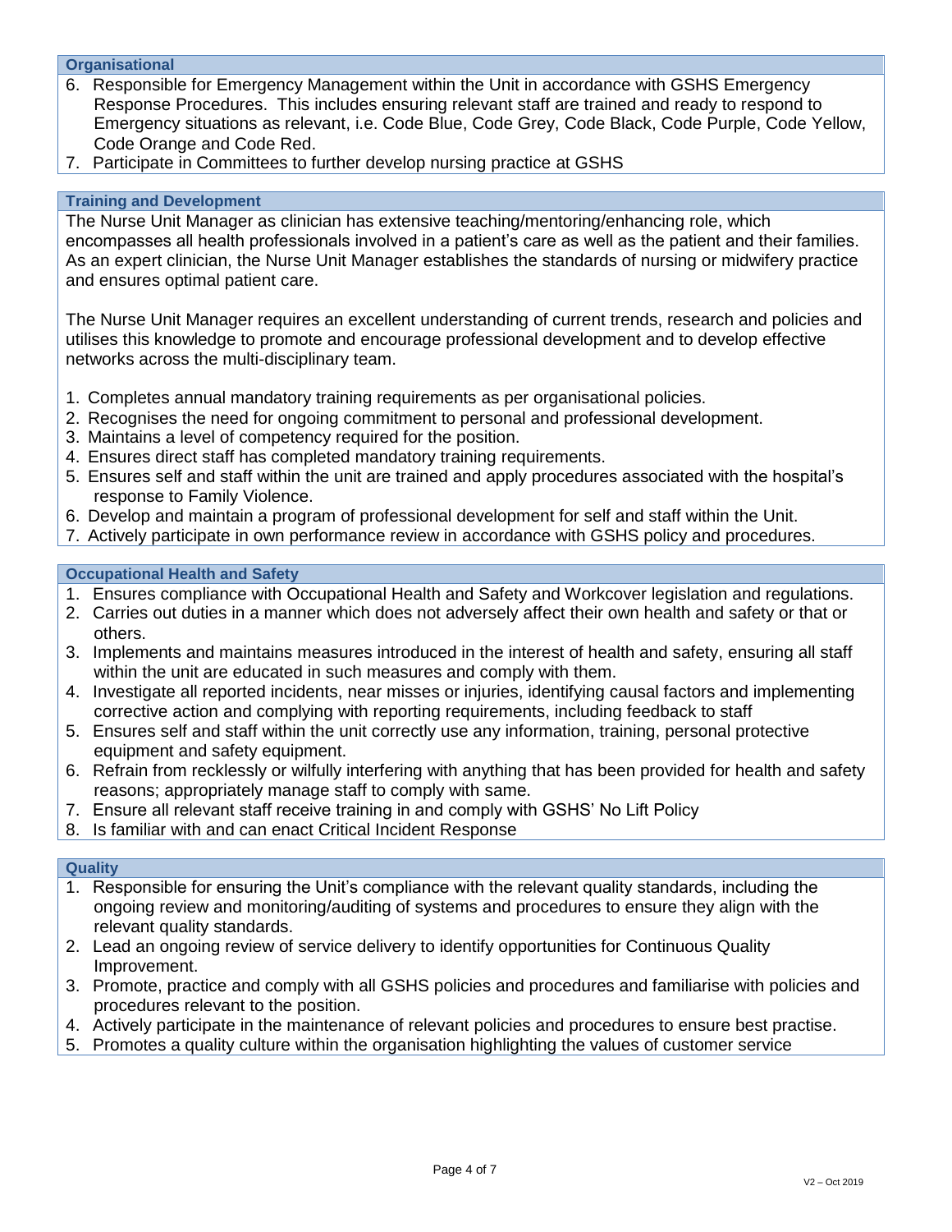### Organisational

6. Responsible for Emergency Management within the Unit in accordance with GSHS Emergency Response Procedures. This includes ensuring relevant staff are trained and ready to respond to Emergency situations as relevant, i.e. Code Blue, Code Grey, Code Black, Code Purple, Code Yellow, Code Orange and Code Red.
7. Participate in Committees to further develop nursing practice at GSHS

### Training and Development

The Nurse Unit Manager as clinician has extensive teaching/mentoring/enhancing role, which encompasses all health professionals involved in a patient's care as well as the patient and their families. As an expert clinician, the Nurse Unit Manager establishes the standards of nursing or midwifery practice and ensures optimal patient care.

The Nurse Unit Manager requires an excellent understanding of current trends, research and policies and utilises this knowledge to promote and encourage professional development and to develop effective networks across the multi-disciplinary team.

1. Completes annual mandatory training requirements as per organisational policies.
2. Recognises the need for ongoing commitment to personal and professional development.
3. Maintains a level of competency required for the position.
4. Ensures direct staff has completed mandatory training requirements.
5. Ensures self and staff within the unit are trained and apply procedures associated with the hospital's response to Family Violence.
6. Develop and maintain a program of professional development for self and staff within the Unit.
7. Actively participate in own performance review in accordance with GSHS policy and procedures.

### Occupational Health and Safety

1. Ensures compliance with Occupational Health and Safety and Workcover legislation and regulations.
2. Carries out duties in a manner which does not adversely affect their own health and safety or that or others.
3. Implements and maintains measures introduced in the interest of health and safety, ensuring all staff within the unit are educated in such measures and comply with them.
4. Investigate all reported incidents, near misses or injuries, identifying causal factors and implementing corrective action and complying with reporting requirements, including feedback to staff
5. Ensures self and staff within the unit correctly use any information, training, personal protective equipment and safety equipment.
6. Refrain from recklessly or wilfully interfering with anything that has been provided for health and safety reasons; appropriately manage staff to comply with same.
7. Ensure all relevant staff receive training in and comply with GSHS' No Lift Policy
8. Is familiar with and can enact Critical Incident Response

### Quality

1. Responsible for ensuring the Unit's compliance with the relevant quality standards, including the ongoing review and monitoring/auditing of systems and procedures to ensure they align with the relevant quality standards.
2. Lead an ongoing review of service delivery to identify opportunities for Continuous Quality Improvement.
3. Promote, practice and comply with all GSHS policies and procedures and familiarise with policies and procedures relevant to the position.
4. Actively participate in the maintenance of relevant policies and procedures to ensure best practise.
5. Promotes a quality culture within the organisation highlighting the values of customer service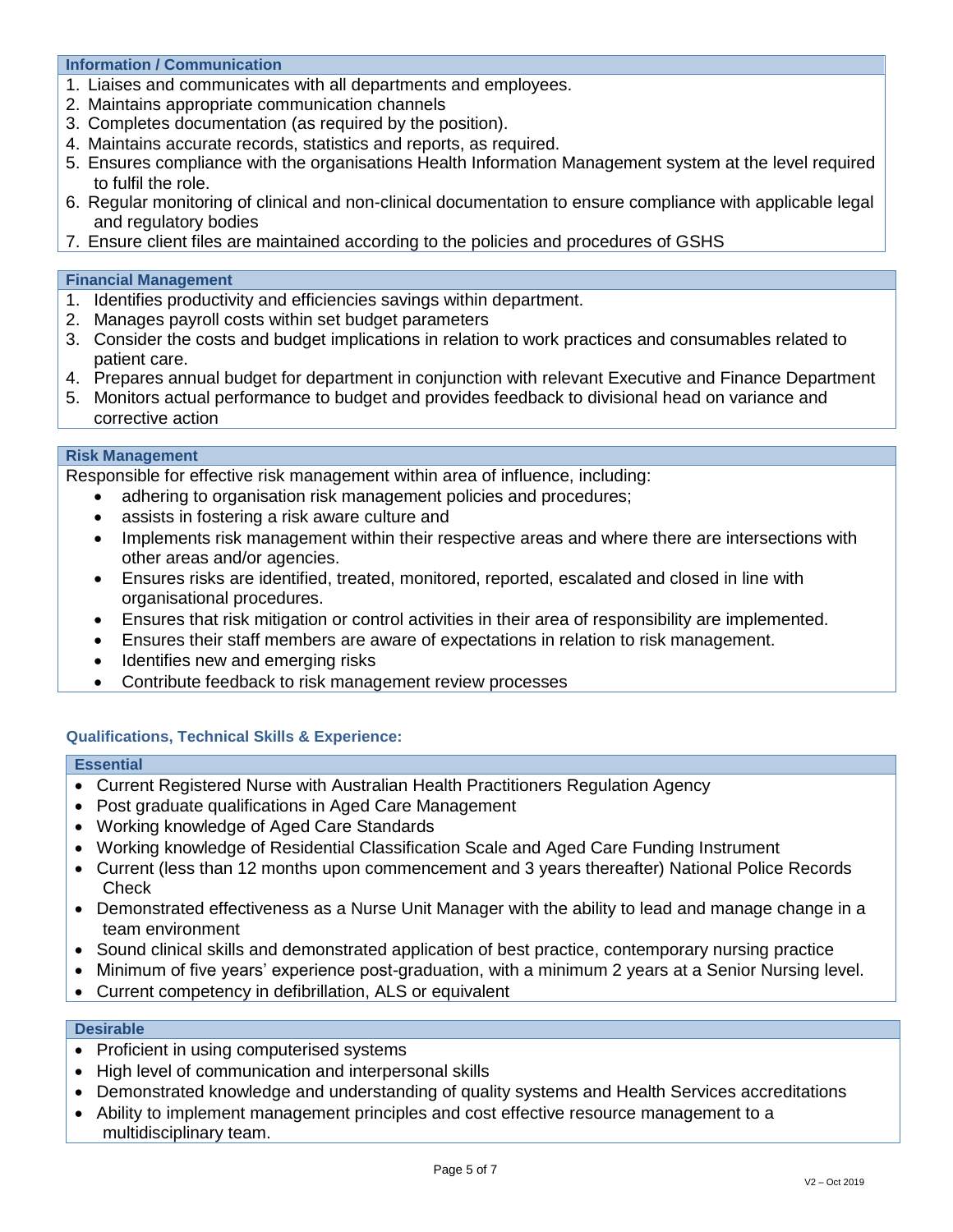### Information / Communication

1. Liaises and communicates with all departments and employees.
2. Maintains appropriate communication channels
3. Completes documentation (as required by the position).
4. Maintains accurate records, statistics and reports, as required.
5. Ensures compliance with the organisations Health Information Management system at the level required to fulfil the role.
6. Regular monitoring of clinical and non-clinical documentation to ensure compliance with applicable legal and regulatory bodies
7. Ensure client files are maintained according to the policies and procedures of GSHS

### Financial Management

1. Identifies productivity and efficiencies savings within department.
2. Manages payroll costs within set budget parameters
3. Consider the costs and budget implications in relation to work practices and consumables related to patient care.
4. Prepares annual budget for department in conjunction with relevant Executive and Finance Department
5. Monitors actual performance to budget and provides feedback to divisional head on variance and corrective action

### Risk Management

Responsible for effective risk management within area of influence, including:

- adhering to organisation risk management policies and procedures;
- assists in fostering a risk aware culture and
- Implements risk management within their respective areas and where there are intersections with other areas and/or agencies.
- Ensures risks are identified, treated, monitored, reported, escalated and closed in line with organisational procedures.
- Ensures that risk mitigation or control activities in their area of responsibility are implemented.
- Ensures their staff members are aware of expectations in relation to risk management.
- Identifies new and emerging risks
- Contribute feedback to risk management review processes

## Qualifications, Technical Skills & Experience:

### Essential

- Current Registered Nurse with Australian Health Practitioners Regulation Agency
- Post graduate qualifications in Aged Care Management
- Working knowledge of Aged Care Standards
- Working knowledge of Residential Classification Scale and Aged Care Funding Instrument
- Current (less than 12 months upon commencement and 3 years thereafter) National Police Records Check
- Demonstrated effectiveness as a Nurse Unit Manager with the ability to lead and manage change in a team environment
- Sound clinical skills and demonstrated application of best practice, contemporary nursing practice
- Minimum of five years' experience post-graduation, with a minimum 2 years at a Senior Nursing level.
- Current competency in defibrillation, ALS or equivalent

### Desirable

- Proficient in using computerised systems
- High level of communication and interpersonal skills
- Demonstrated knowledge and understanding of quality systems and Health Services accreditations
- Ability to implement management principles and cost effective resource management to a multidisciplinary team.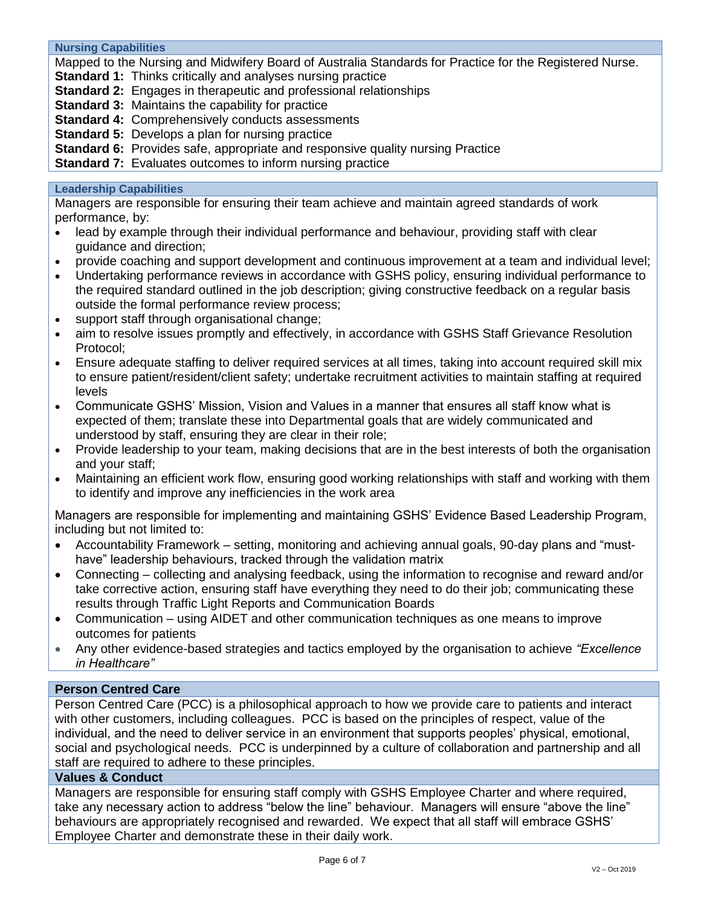## Nursing Capabilities

Mapped to the Nursing and Midwifery Board of Australia Standards for Practice for the Registered Nurse.

**Standard 1:** Thinks critically and analyses nursing practice
**Standard 2:** Engages in therapeutic and professional relationships
**Standard 3:** Maintains the capability for practice
**Standard 4:** Comprehensively conducts assessments
**Standard 5:** Develops a plan for nursing practice
**Standard 6:** Provides safe, appropriate and responsive quality nursing Practice
**Standard 7:** Evaluates outcomes to inform nursing practice

## Leadership Capabilities

Managers are responsible for ensuring their team achieve and maintain agreed standards of work performance, by:

- lead by example through their individual performance and behaviour, providing staff with clear guidance and direction;
- provide coaching and support development and continuous improvement at a team and individual level;
- Undertaking performance reviews in accordance with GSHS policy, ensuring individual performance to the required standard outlined in the job description; giving constructive feedback on a regular basis outside the formal performance review process;
- support staff through organisational change;
- aim to resolve issues promptly and effectively, in accordance with GSHS Staff Grievance Resolution Protocol;
- Ensure adequate staffing to deliver required services at all times, taking into account required skill mix to ensure patient/resident/client safety; undertake recruitment activities to maintain staffing at required levels
- Communicate GSHS' Mission, Vision and Values in a manner that ensures all staff know what is expected of them; translate these into Departmental goals that are widely communicated and understood by staff, ensuring they are clear in their role;
- Provide leadership to your team, making decisions that are in the best interests of both the organisation and your staff;
- Maintaining an efficient work flow, ensuring good working relationships with staff and working with them to identify and improve any inefficiencies in the work area

Managers are responsible for implementing and maintaining GSHS' Evidence Based Leadership Program, including but not limited to:

- Accountability Framework – setting, monitoring and achieving annual goals, 90-day plans and "must-have" leadership behaviours, tracked through the validation matrix
- Connecting – collecting and analysing feedback, using the information to recognise and reward and/or take corrective action, ensuring staff have everything they need to do their job; communicating these results through Traffic Light Reports and Communication Boards
- Communication – using AIDET and other communication techniques as one means to improve outcomes for patients
- Any other evidence-based strategies and tactics employed by the organisation to achieve *"Excellence in Healthcare"*

## Person Centred Care

Person Centred Care (PCC) is a philosophical approach to how we provide care to patients and interact with other customers, including colleagues. PCC is based on the principles of respect, value of the individual, and the need to deliver service in an environment that supports peoples' physical, emotional, social and psychological needs. PCC is underpinned by a culture of collaboration and partnership and all staff are required to adhere to these principles.

## Values & Conduct

Managers are responsible for ensuring staff comply with GSHS Employee Charter and where required, take any necessary action to address "below the line" behaviour. Managers will ensure "above the line" behaviours are appropriately recognised and rewarded. We expect that all staff will embrace GSHS' Employee Charter and demonstrate these in their daily work.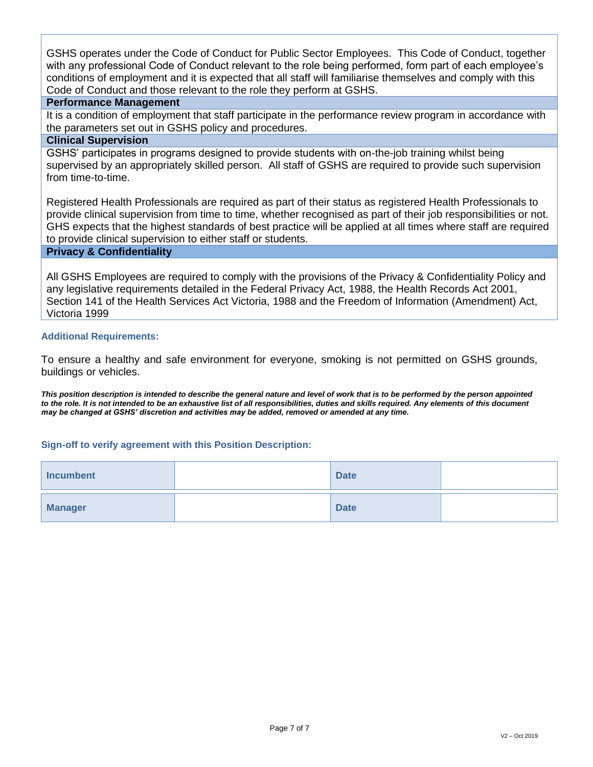GSHS operates under the Code of Conduct for Public Sector Employees. This Code of Conduct, together with any professional Code of Conduct relevant to the role being performed, form part of each employee's conditions of employment and it is expected that all staff will familiarise themselves and comply with this Code of Conduct and those relevant to the role they perform at GSHS.

**Performance Management**

It is a condition of employment that staff participate in the performance review program in accordance with the parameters set out in GSHS policy and procedures.

**Clinical Supervision**

GSHS' participates in programs designed to provide students with on-the-job training whilst being supervised by an appropriately skilled person. All staff of GSHS are required to provide such supervision from time-to-time.

Registered Health Professionals are required as part of their status as registered Health Professionals to provide clinical supervision from time to time, whether recognised as part of their job responsibilities or not. GHS expects that the highest standards of best practice will be applied at all times where staff are required to provide clinical supervision to either staff or students.

**Privacy & Confidentiality**

All GSHS Employees are required to comply with the provisions of the Privacy & Confidentiality Policy and any legislative requirements detailed in the Federal Privacy Act, 1988, the Health Records Act 2001, Section 141 of the Health Services Act Victoria, 1988 and the Freedom of Information (Amendment) Act, Victoria 1999

### Additional Requirements:

To ensure a healthy and safe environment for everyone, smoking is not permitted on GSHS grounds, buildings or vehicles.

***This position description is intended to describe the general nature and level of work that is to be performed by the person appointed to the role. It is not intended to be an exhaustive list of all responsibilities, duties and skills required. Any elements of this document may be changed at GSHS' discretion and activities may be added, removed or amended at any time.***

### Sign-off to verify agreement with this Position Description:

| | | | |
|---|---|---|---|
| **Incumbent** | | **Date** | |
| **Manager** | | **Date** | |